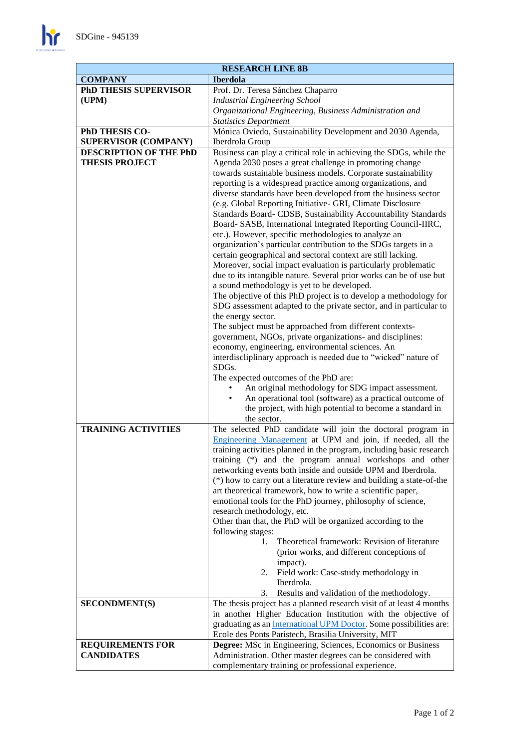SDGine - 945139

| RESEARCH LINE 8B | |
|---|---|
| **COMPANY** | **Iberdola** |
| **PhD THESIS SUPERVISOR (UPM)** | Prof. Dr. Teresa Sánchez Chaparro<br>*Industrial Engineering School*<br>*Organizational Engineering, Business Administration and Statistics Department* |
| **PhD THESIS CO-SUPERVISOR (COMPANY)** | Mónica Oviedo, Sustainability Development and 2030 Agenda, Iberdrola Group |
| **DESCRIPTION OF THE PhD THESIS PROJECT** | Business can play a critical role in achieving the SDGs, while the Agenda 2030 poses a great challenge in promoting change towards sustainable business models. Corporate sustainability reporting is a widespread practice among organizations, and diverse standards have been developed from the business sector (e.g. Global Reporting Initiative- GRI, Climate Disclosure Standards Board- CDSB, Sustainability Accountability Standards Board- SASB, International Integrated Reporting Council-IIRC, etc.). However, specific methodologies to analyze an organization's particular contribution to the SDGs targets in a certain geographical and sectoral context are still lacking. Moreover, social impact evaluation is particularly problematic due to its intangible nature. Several prior works can be of use but a sound methodology is yet to be developed.<br>The objective of this PhD project is to develop a methodology for SDG assessment adapted to the private sector, and in particular to the energy sector.<br>The subject must be approached from different contexts- government, NGOs, private organizations- and disciplines: economy, engineering, environmental sciences. An interdiscliplinary approach is needed due to "wicked" nature of SDGs.<br>The expected outcomes of the PhD are:<br>• An original methodology for SDG impact assessment.<br>• An operational tool (software) as a practical outcome of the project, with high potential to become a standard in the sector. |
| **TRAINING ACTIVITIES** | The selected PhD candidate will join the doctoral program in Engineering Management at UPM and join, if needed, all the training activities planned in the program, including basic research training (*) and the program annual workshops and other networking events both inside and outside UPM and Iberdrola.<br>(*) how to carry out a literature review and building a state-of-the art theoretical framework, how to write a scientific paper, emotional tools for the PhD journey, philosophy of science, research methodology, etc.<br>Other than that, the PhD will be organized according to the following stages:<br>1. Theoretical framework: Revision of literature (prior works, and different conceptions of impact).<br>2. Field work: Case-study methodology in Iberdrola.<br>3. Results and validation of the methodology. |
| **SECONDMENT(S)** | The thesis project has a planned research visit of at least 4 months in another Higher Education Institution with the objective of graduating as an International UPM Doctor. Some possibilities are: Ecole des Ponts Paristech, Brasilia University, MIT |
| **REQUIREMENTS FOR CANDIDATES** | **Degree:** MSc in Engineering, Sciences, Economics or Business Administration. Other master degrees can be considered with complementary training or professional experience. |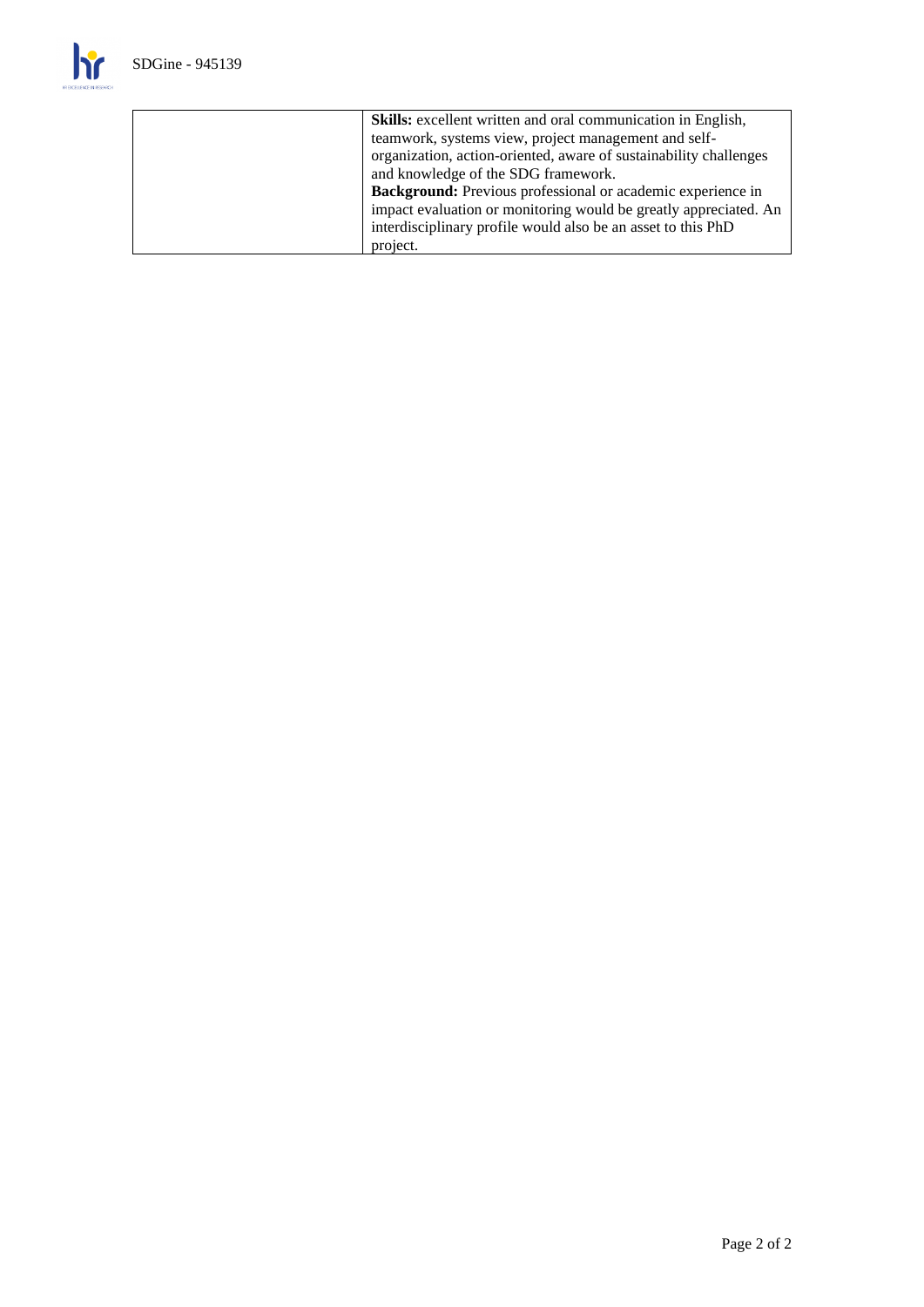| | |
|---|---|
| | **Skills:** excellent written and oral communication in English, teamwork, systems view, project management and self-organization, action-oriented, aware of sustainability challenges and knowledge of the SDG framework.<br>**Background:** Previous professional or academic experience in impact evaluation or monitoring would be greatly appreciated. An interdisciplinary profile would also be an asset to this PhD project. |